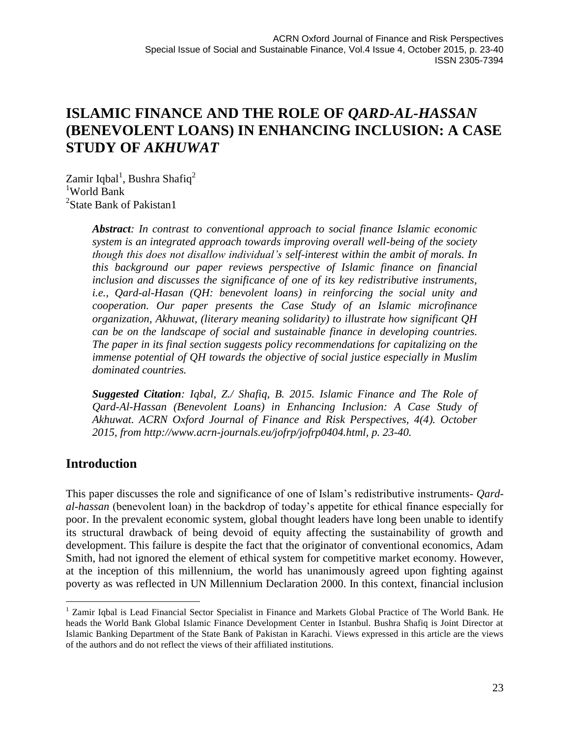# ISLAMIC FINANCE AND THE ROLE OF *QARD-AL-HASSAN* (BENEVOLENT LOANS) IN ENHANCING INCLUSION: A CASE STUDY OF *AKHUWAT*

Zamir Iqbal[1], Bushra Shafiq[2]
[1]World Bank
[2]State Bank of Pakistan1

> ***Abstract**: In contrast to conventional approach to social finance Islamic economic system is an integrated approach towards improving overall well-being of the society though this does not disallow individual's self-interest within the ambit of morals. In this background our paper reviews perspective of Islamic finance on financial inclusion and discusses the significance of one of its key redistributive instruments, i.e., Qard-al-Hasan (QH: benevolent loans) in reinforcing the social unity and cooperation. Our paper presents the Case Study of an Islamic microfinance organization, Akhuwat, (literary meaning solidarity) to illustrate how significant QH can be on the landscape of social and sustainable finance in developing countries. The paper in its final section suggests policy recommendations for capitalizing on the immense potential of QH towards the objective of social justice especially in Muslim dominated countries.*

> ***Suggested Citation**: Iqbal, Z./ Shafiq, B. 2015. Islamic Finance and The Role of Qard-Al-Hassan (Benevolent Loans) in Enhancing Inclusion: A Case Study of Akhuwat. ACRN Oxford Journal of Finance and Risk Perspectives, 4(4). October 2015, from http://www.acrn-journals.eu/jofrp/jofrp0404.html, p. 23-40.*

## Introduction

This paper discusses the role and significance of one of Islam's redistributive instruments- *Qard-al-hassan* (benevolent loan) in the backdrop of today's appetite for ethical finance especially for poor. In the prevalent economic system, global thought leaders have long been unable to identify its structural drawback of being devoid of equity affecting the sustainability of growth and development. This failure is despite the fact that the originator of conventional economics, Adam Smith, had not ignored the element of ethical system for competitive market economy. However, at the inception of this millennium, the world has unanimously agreed upon fighting against poverty as was reflected in UN Millennium Declaration 2000. In this context, financial inclusion

---

[1] Zamir Iqbal is Lead Financial Sector Specialist in Finance and Markets Global Practice of The World Bank. He heads the World Bank Global Islamic Finance Development Center in Istanbul. Bushra Shafiq is Joint Director at Islamic Banking Department of the State Bank of Pakistan in Karachi. Views expressed in this article are the views of the authors and do not reflect the views of their affiliated institutions.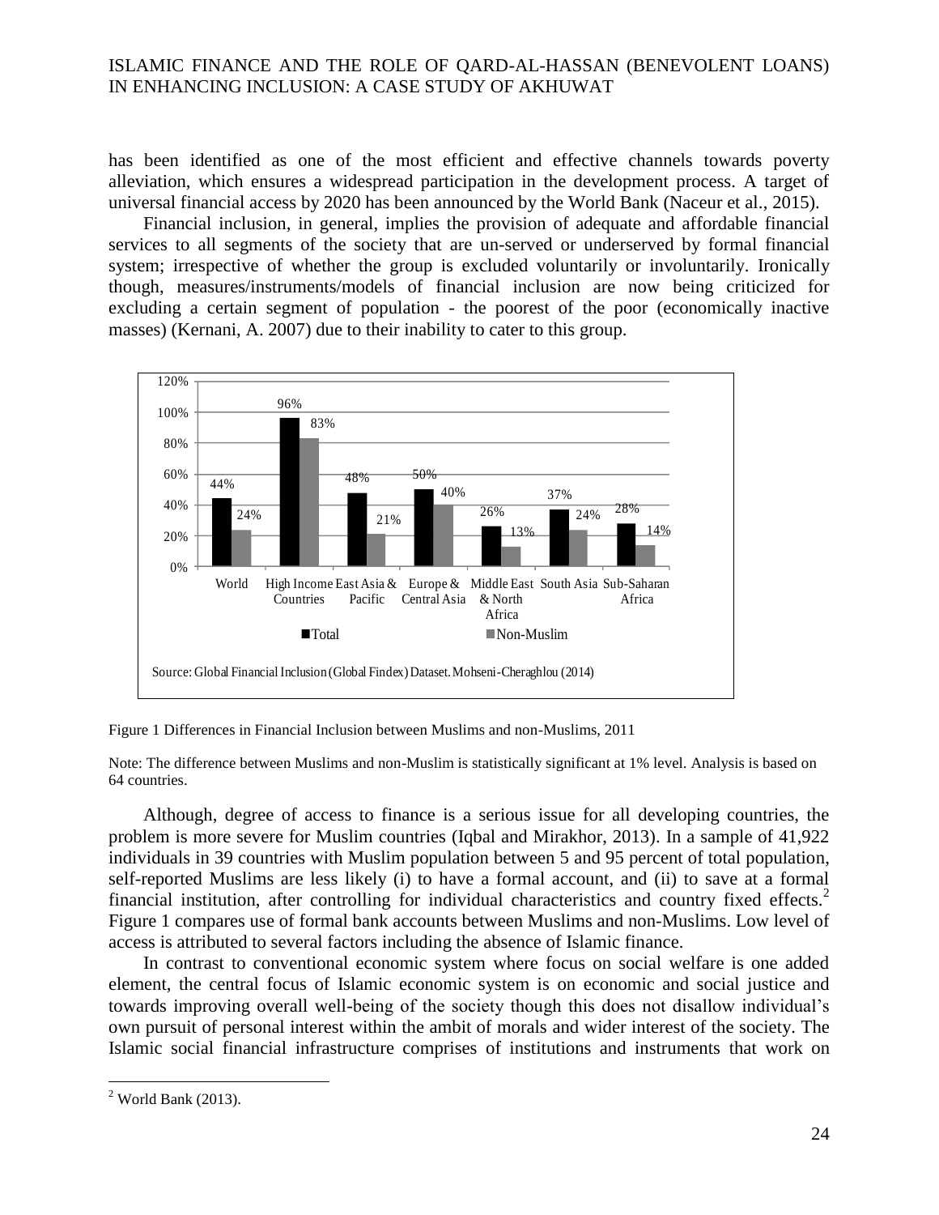has been identified as one of the most efficient and effective channels towards poverty alleviation, which ensures a widespread participation in the development process. A target of universal financial access by 2020 has been announced by the World Bank (Naceur et al., 2015).

Financial inclusion, in general, implies the provision of adequate and affordable financial services to all segments of the society that are un-served or underserved by formal financial system; irrespective of whether the group is excluded voluntarily or involuntarily. Ironically though, measures/instruments/models of financial inclusion are now being criticized for excluding a certain segment of population - the poorest of the poor (economically inactive masses) (Kernani, A. 2007) due to their inability to cater to this group.

| | World | High Income Countries | East Asia & Pacific | Europe & Central Asia | Middle East & North Africa | South Asia | Sub-Saharan Africa |
|---|---|---|---|---|---|---|---|
| Total | 44% | 96% | 48% | 50% | 26% | 37% | 28% |
| Non-Muslim | 24% | 83% | 21% | 40% | 13% | 24% | 14% |

Source: Global Financial Inclusion (Global Findex) Dataset. Mohseni-Cheraghlou (2014)

Figure 1 Differences in Financial Inclusion between Muslims and non-Muslims, 2011

Note: The difference between Muslims and non-Muslim is statistically significant at 1% level. Analysis is based on 64 countries.

Although, degree of access to finance is a serious issue for all developing countries, the problem is more severe for Muslim countries (Iqbal and Mirakhor, 2013). In a sample of 41,922 individuals in 39 countries with Muslim population between 5 and 95 percent of total population, self-reported Muslims are less likely (i) to have a formal account, and (ii) to save at a formal financial institution, after controlling for individual characteristics and country fixed effects.[2] Figure 1 compares use of formal bank accounts between Muslims and non-Muslims. Low level of access is attributed to several factors including the absence of Islamic finance.

In contrast to conventional economic system where focus on social welfare is one added element, the central focus of Islamic economic system is on economic and social justice and towards improving overall well-being of the society though this does not disallow individual's own pursuit of personal interest within the ambit of morals and wider interest of the society. The Islamic social financial infrastructure comprises of institutions and instruments that work on

[2] World Bank (2013).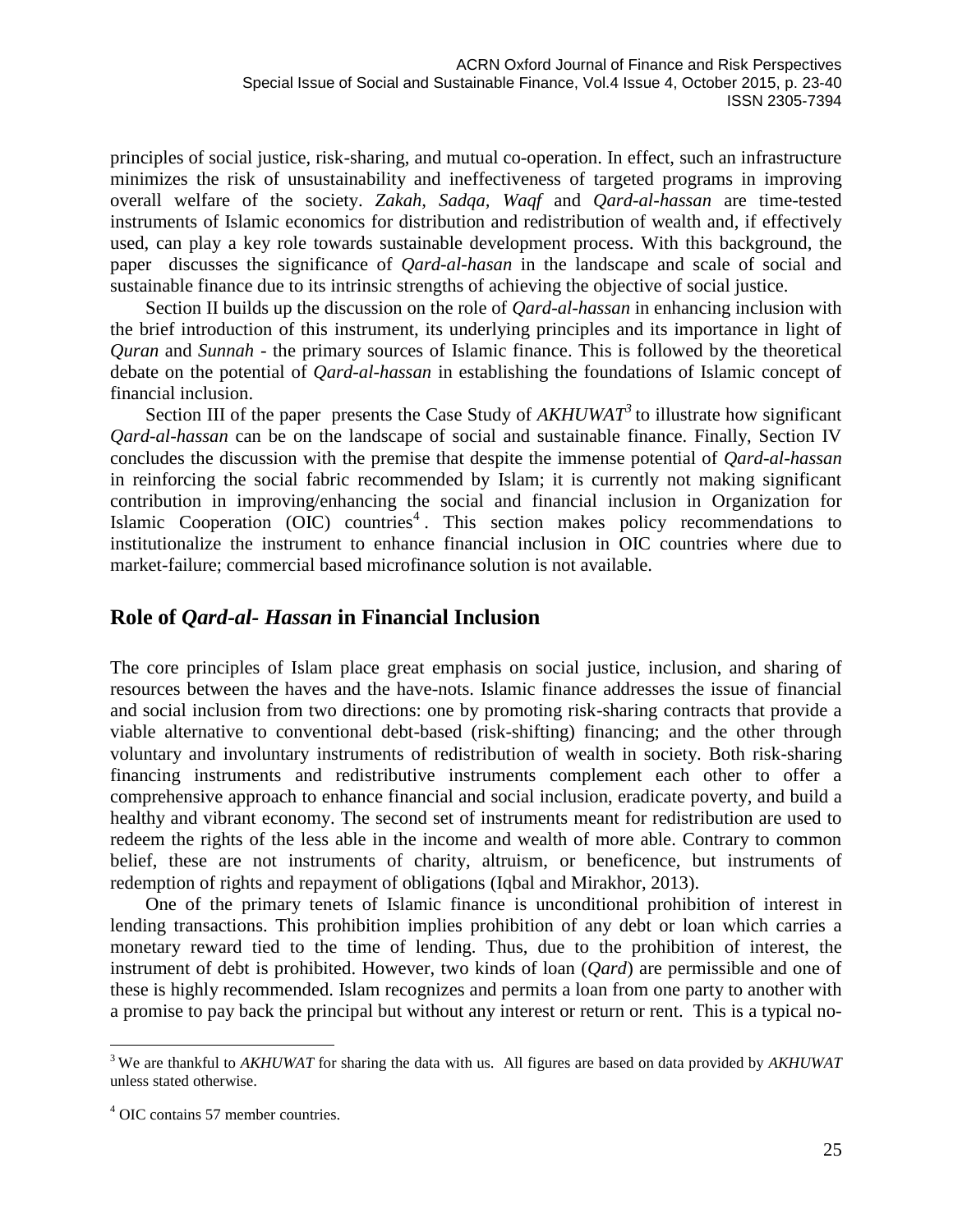principles of social justice, risk-sharing, and mutual co-operation. In effect, such an infrastructure minimizes the risk of unsustainability and ineffectiveness of targeted programs in improving overall welfare of the society. *Zakah*, *Sadqa*, *Waqf* and *Qard-al-hassan* are time-tested instruments of Islamic economics for distribution and redistribution of wealth and, if effectively used, can play a key role towards sustainable development process. With this background, the paper discusses the significance of *Qard-al-hasan* in the landscape and scale of social and sustainable finance due to its intrinsic strengths of achieving the objective of social justice.

Section II builds up the discussion on the role of *Qard-al-hassan* in enhancing inclusion with the brief introduction of this instrument, its underlying principles and its importance in light of *Quran* and *Sunnah* - the primary sources of Islamic finance. This is followed by the theoretical debate on the potential of *Qard-al-hassan* in establishing the foundations of Islamic concept of financial inclusion.

Section III of the paper presents the Case Study of *AKHUWAT*[3] to illustrate how significant *Qard-al-hassan* can be on the landscape of social and sustainable finance. Finally, Section IV concludes the discussion with the premise that despite the immense potential of *Qard-al-hassan* in reinforcing the social fabric recommended by Islam; it is currently not making significant contribution in improving/enhancing the social and financial inclusion in Organization for Islamic Cooperation (OIC) countries[4]. This section makes policy recommendations to institutionalize the instrument to enhance financial inclusion in OIC countries where due to market-failure; commercial based microfinance solution is not available.

## Role of *Qard-al- Hassan* in Financial Inclusion

The core principles of Islam place great emphasis on social justice, inclusion, and sharing of resources between the haves and the have-nots. Islamic finance addresses the issue of financial and social inclusion from two directions: one by promoting risk-sharing contracts that provide a viable alternative to conventional debt-based (risk-shifting) financing; and the other through voluntary and involuntary instruments of redistribution of wealth in society. Both risk-sharing financing instruments and redistributive instruments complement each other to offer a comprehensive approach to enhance financial and social inclusion, eradicate poverty, and build a healthy and vibrant economy. The second set of instruments meant for redistribution are used to redeem the rights of the less able in the income and wealth of more able. Contrary to common belief, these are not instruments of charity, altruism, or beneficence, but instruments of redemption of rights and repayment of obligations (Iqbal and Mirakhor, 2013).

One of the primary tenets of Islamic finance is unconditional prohibition of interest in lending transactions. This prohibition implies prohibition of any debt or loan which carries a monetary reward tied to the time of lending. Thus, due to the prohibition of interest, the instrument of debt is prohibited. However, two kinds of loan (*Qard*) are permissible and one of these is highly recommended. Islam recognizes and permits a loan from one party to another with a promise to pay back the principal but without any interest or return or rent. This is a typical no-

---

[3] We are thankful to *AKHUWAT* for sharing the data with us. All figures are based on data provided by *AKHUWAT* unless stated otherwise.

[4] OIC contains 57 member countries.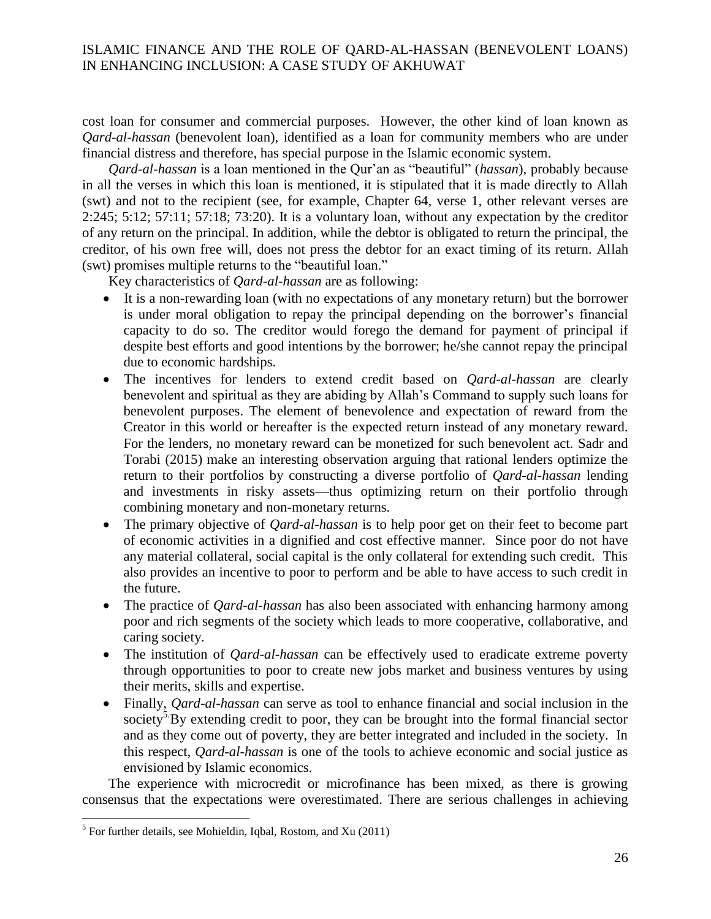cost loan for consumer and commercial purposes. However, the other kind of loan known as *Qard-al-hassan* (benevolent loan), identified as a loan for community members who are under financial distress and therefore, has special purpose in the Islamic economic system.

*Qard-al-hassan* is a loan mentioned in the Qur'an as "beautiful" (*hassan*), probably because in all the verses in which this loan is mentioned, it is stipulated that it is made directly to Allah (swt) and not to the recipient (see, for example, Chapter 64, verse 1, other relevant verses are 2:245; 5:12; 57:11; 57:18; 73:20). It is a voluntary loan, without any expectation by the creditor of any return on the principal. In addition, while the debtor is obligated to return the principal, the creditor, of his own free will, does not press the debtor for an exact timing of its return. Allah (swt) promises multiple returns to the "beautiful loan."

Key characteristics of *Qard-al-hassan* are as following:

- It is a non-rewarding loan (with no expectations of any monetary return) but the borrower is under moral obligation to repay the principal depending on the borrower's financial capacity to do so. The creditor would forego the demand for payment of principal if despite best efforts and good intentions by the borrower; he/she cannot repay the principal due to economic hardships.
- The incentives for lenders to extend credit based on *Qard-al-hassan* are clearly benevolent and spiritual as they are abiding by Allah's Command to supply such loans for benevolent purposes. The element of benevolence and expectation of reward from the Creator in this world or hereafter is the expected return instead of any monetary reward. For the lenders, no monetary reward can be monetized for such benevolent act. Sadr and Torabi (2015) make an interesting observation arguing that rational lenders optimize the return to their portfolios by constructing a diverse portfolio of *Qard-al-hassan* lending and investments in risky assets—thus optimizing return on their portfolio through combining monetary and non-monetary returns.
- The primary objective of *Qard-al-hassan* is to help poor get on their feet to become part of economic activities in a dignified and cost effective manner. Since poor do not have any material collateral, social capital is the only collateral for extending such credit. This also provides an incentive to poor to perform and be able to have access to such credit in the future.
- The practice of *Qard-al-hassan* has also been associated with enhancing harmony among poor and rich segments of the society which leads to more cooperative, collaborative, and caring society.
- The institution of *Qard-al-hassan* can be effectively used to eradicate extreme poverty through opportunities to poor to create new jobs market and business ventures by using their merits, skills and expertise.
- Finally, *Qard-al-hassan* can serve as tool to enhance financial and social inclusion in the society[5]. By extending credit to poor, they can be brought into the formal financial sector and as they come out of poverty, they are better integrated and included in the society. In this respect, *Qard-al-hassan* is one of the tools to achieve economic and social justice as envisioned by Islamic economics.

The experience with microcredit or microfinance has been mixed, as there is growing consensus that the expectations were overestimated. There are serious challenges in achieving

[5] For further details, see Mohieldin, Iqbal, Rostom, and Xu (2011)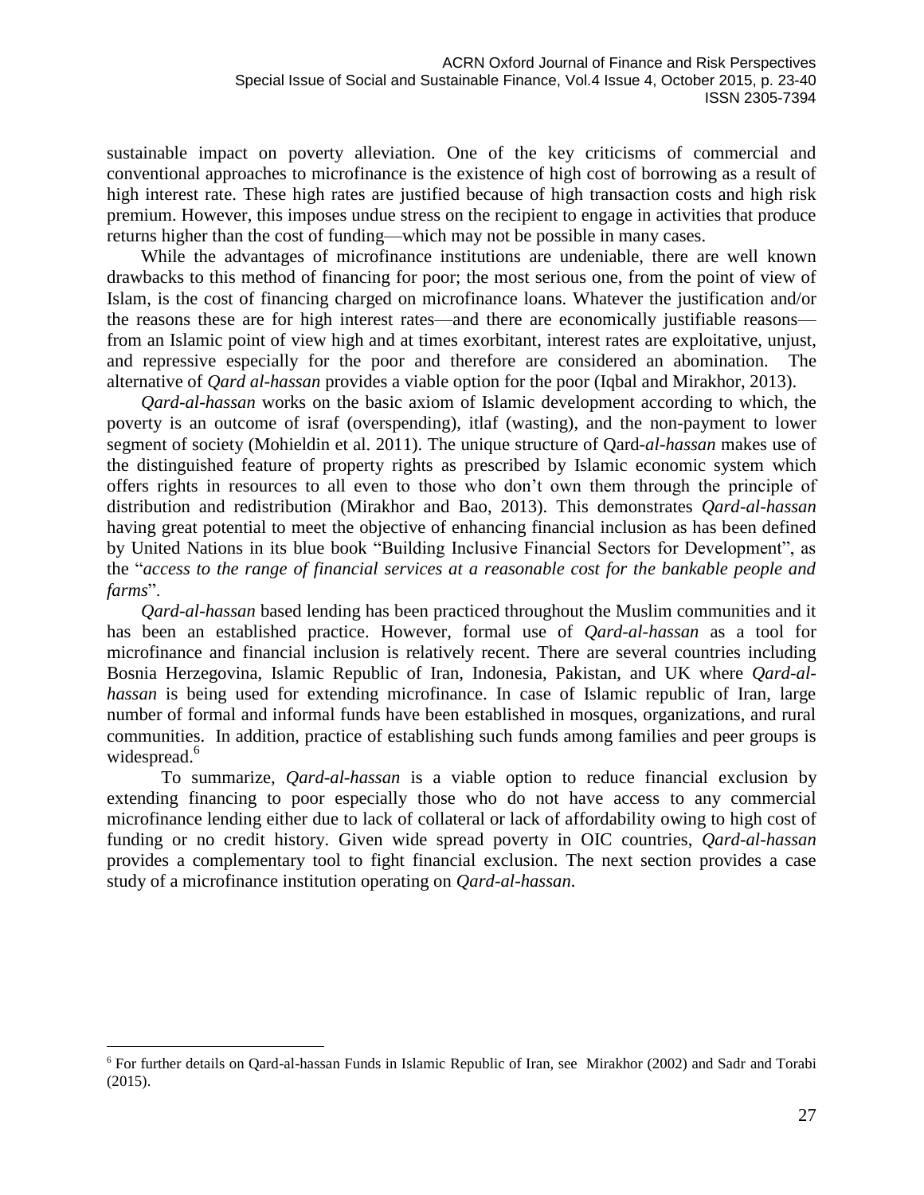sustainable impact on poverty alleviation. One of the key criticisms of commercial and conventional approaches to microfinance is the existence of high cost of borrowing as a result of high interest rate. These high rates are justified because of high transaction costs and high risk premium. However, this imposes undue stress on the recipient to engage in activities that produce returns higher than the cost of funding—which may not be possible in many cases.

While the advantages of microfinance institutions are undeniable, there are well known drawbacks to this method of financing for poor; the most serious one, from the point of view of Islam, is the cost of financing charged on microfinance loans. Whatever the justification and/or the reasons these are for high interest rates—and there are economically justifiable reasons—from an Islamic point of view high and at times exorbitant, interest rates are exploitative, unjust, and repressive especially for the poor and therefore are considered an abomination. The alternative of *Qard al-hassan* provides a viable option for the poor (Iqbal and Mirakhor, 2013).

*Qard-al-hassan* works on the basic axiom of Islamic development according to which, the poverty is an outcome of israf (overspending), itlaf (wasting), and the non-payment to lower segment of society (Mohieldin et al. 2011). The unique structure of Qard-*al-hassan* makes use of the distinguished feature of property rights as prescribed by Islamic economic system which offers rights in resources to all even to those who don't own them through the principle of distribution and redistribution (Mirakhor and Bao, 2013). This demonstrates *Qard-al-hassan* having great potential to meet the objective of enhancing financial inclusion as has been defined by United Nations in its blue book "Building Inclusive Financial Sectors for Development", as the "*access to the range of financial services at a reasonable cost for the bankable people and farms*".

*Qard-al-hassan* based lending has been practiced throughout the Muslim communities and it has been an established practice. However, formal use of *Qard-al-hassan* as a tool for microfinance and financial inclusion is relatively recent. There are several countries including Bosnia Herzegovina, Islamic Republic of Iran, Indonesia, Pakistan, and UK where *Qard-al-hassan* is being used for extending microfinance. In case of Islamic republic of Iran, large number of formal and informal funds have been established in mosques, organizations, and rural communities. In addition, practice of establishing such funds among families and peer groups is widespread.[6]

To summarize, *Qard-al-hassan* is a viable option to reduce financial exclusion by extending financing to poor especially those who do not have access to any commercial microfinance lending either due to lack of collateral or lack of affordability owing to high cost of funding or no credit history. Given wide spread poverty in OIC countries, *Qard-al-hassan* provides a complementary tool to fight financial exclusion. The next section provides a case study of a microfinance institution operating on *Qard-al-hassan*.

---

[6] For further details on Qard-al-hassan Funds in Islamic Republic of Iran, see Mirakhor (2002) and Sadr and Torabi (2015).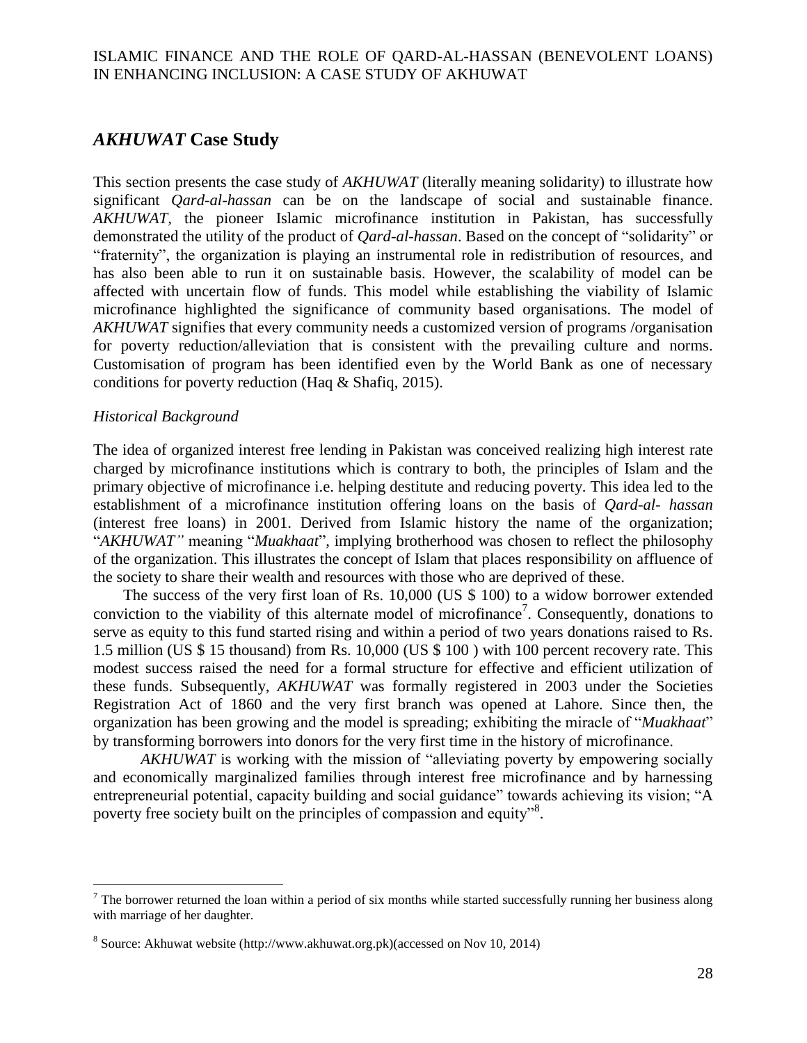## *AKHUWAT* Case Study

This section presents the case study of *AKHUWAT* (literally meaning solidarity) to illustrate how significant *Qard-al-hassan* can be on the landscape of social and sustainable finance. *AKHUWAT*, the pioneer Islamic microfinance institution in Pakistan, has successfully demonstrated the utility of the product of *Qard-al-hassan*. Based on the concept of "solidarity" or "fraternity", the organization is playing an instrumental role in redistribution of resources, and has also been able to run it on sustainable basis. However, the scalability of model can be affected with uncertain flow of funds. This model while establishing the viability of Islamic microfinance highlighted the significance of community based organisations. The model of *AKHUWAT* signifies that every community needs a customized version of programs /organisation for poverty reduction/alleviation that is consistent with the prevailing culture and norms. Customisation of program has been identified even by the World Bank as one of necessary conditions for poverty reduction (Haq & Shafiq, 2015).

### *Historical Background*

The idea of organized interest free lending in Pakistan was conceived realizing high interest rate charged by microfinance institutions which is contrary to both, the principles of Islam and the primary objective of microfinance i.e. helping destitute and reducing poverty. This idea led to the establishment of a microfinance institution offering loans on the basis of *Qard-al- hassan* (interest free loans) in 2001. Derived from Islamic history the name of the organization; "*AKHUWAT"* meaning "*Muakhaat*", implying brotherhood was chosen to reflect the philosophy of the organization. This illustrates the concept of Islam that places responsibility on affluence of the society to share their wealth and resources with those who are deprived of these.

The success of the very first loan of Rs. 10,000 (US $ 100) to a widow borrower extended conviction to the viability of this alternate model of microfinance[7]. Consequently, donations to serve as equity to this fund started rising and within a period of two years donations raised to Rs. 1.5 million (US $ 15 thousand) from Rs. 10,000 (US $ 100 ) with 100 percent recovery rate. This modest success raised the need for a formal structure for effective and efficient utilization of these funds. Subsequently, *AKHUWAT* was formally registered in 2003 under the Societies Registration Act of 1860 and the very first branch was opened at Lahore. Since then, the organization has been growing and the model is spreading; exhibiting the miracle of "*Muakhaat*" by transforming borrowers into donors for the very first time in the history of microfinance.

*AKHUWAT* is working with the mission of "alleviating poverty by empowering socially and economically marginalized families through interest free microfinance and by harnessing entrepreneurial potential, capacity building and social guidance" towards achieving its vision; "A poverty free society built on the principles of compassion and equity"[8].

---

[7] The borrower returned the loan within a period of six months while started successfully running her business along with marriage of her daughter.

[8] Source: Akhuwat website (http://www.akhuwat.org.pk)(accessed on Nov 10, 2014)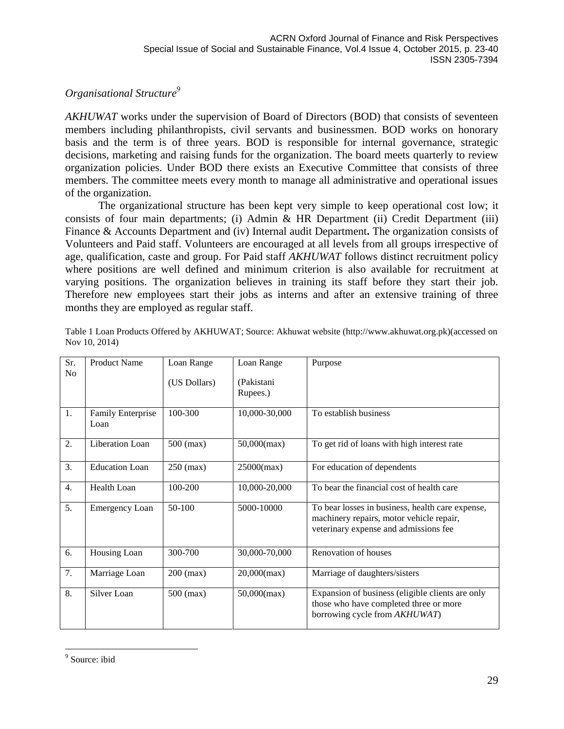*Organisational Structure*[9]

*AKHUWAT* works under the supervision of Board of Directors (BOD) that consists of seventeen members including philanthropists, civil servants and businessmen. BOD works on honorary basis and the term is of three years. BOD is responsible for internal governance, strategic decisions, marketing and raising funds for the organization. The board meets quarterly to review organization policies. Under BOD there exists an Executive Committee that consists of three members. The committee meets every month to manage all administrative and operational issues of the organization.

The organizational structure has been kept very simple to keep operational cost low; it consists of four main departments; (i) Admin & HR Department (ii) Credit Department (iii) Finance & Accounts Department and (iv) Internal audit Department**.** The organization consists of Volunteers and Paid staff. Volunteers are encouraged at all levels from all groups irrespective of age, qualification, caste and group. For Paid staff *AKHUWAT* follows distinct recruitment policy where positions are well defined and minimum criterion is also available for recruitment at varying positions. The organization believes in training its staff before they start their job. Therefore new employees start their jobs as interns and after an extensive training of three months they are employed as regular staff.

Table 1 Loan Products Offered by AKHUWAT; Source: Akhuwat website (http://www.akhuwat.org.pk)(accessed on Nov 10, 2014)

| Sr. No | Product Name | Loan Range (US Dollars) | Loan Range (Pakistani Rupees.) | Purpose |
|---|---|---|---|---|
| 1. | Family Enterprise Loan | 100-300 | 10,000-30,000 | To establish business |
| 2. | Liberation Loan | 500 (max) | 50,000(max) | To get rid of loans with high interest rate |
| 3. | Education Loan | 250 (max) | 25000(max) | For education of dependents |
| 4. | Health Loan | 100-200 | 10,000-20,000 | To bear the financial cost of health care |
| 5. | Emergency Loan | 50-100 | 5000-10000 | To bear losses in business, health care expense, machinery repairs, motor vehicle repair, veterinary expense and admissions fee |
| 6. | Housing Loan | 300-700 | 30,000-70,000 | Renovation of houses |
| 7. | Marriage Loan | 200 (max) | 20,000(max) | Marriage of daughters/sisters |
| 8. | Silver Loan | 500 (max) | 50,000(max) | Expansion of business (eligible clients are only those who have completed three or more borrowing cycle from *AKHUWAT*) |

[9] Source: ibid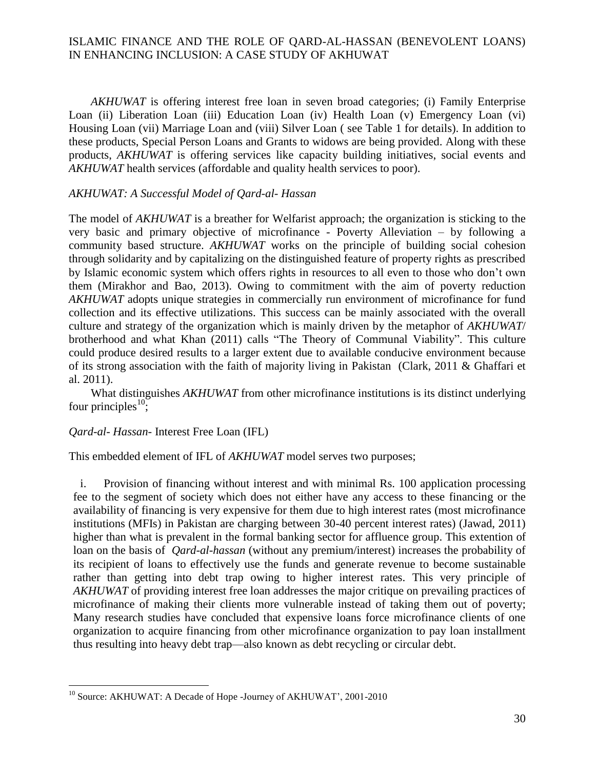*AKHUWAT* is offering interest free loan in seven broad categories; (i) Family Enterprise Loan (ii) Liberation Loan (iii) Education Loan (iv) Health Loan (v) Emergency Loan (vi) Housing Loan (vii) Marriage Loan and (viii) Silver Loan ( see Table 1 for details). In addition to these products, Special Person Loans and Grants to widows are being provided. Along with these products, *AKHUWAT* is offering services like capacity building initiatives, social events and *AKHUWAT* health services (affordable and quality health services to poor).

*AKHUWAT: A Successful Model of Qard-al- Hassan*

The model of *AKHUWAT* is a breather for Welfarist approach; the organization is sticking to the very basic and primary objective of microfinance - Poverty Alleviation – by following a community based structure. *AKHUWAT* works on the principle of building social cohesion through solidarity and by capitalizing on the distinguished feature of property rights as prescribed by Islamic economic system which offers rights in resources to all even to those who don't own them (Mirakhor and Bao, 2013). Owing to commitment with the aim of poverty reduction *AKHUWAT* adopts unique strategies in commercially run environment of microfinance for fund collection and its effective utilizations. This success can be mainly associated with the overall culture and strategy of the organization which is mainly driven by the metaphor of *AKHUWAT*/ brotherhood and what Khan (2011) calls "The Theory of Communal Viability". This culture could produce desired results to a larger extent due to available conducive environment because of its strong association with the faith of majority living in Pakistan (Clark, 2011 & Ghaffari et al. 2011).

What distinguishes *AKHUWAT* from other microfinance institutions is its distinct underlying four principles[10];

*Qard-al- Hassan*- Interest Free Loan (IFL)

This embedded element of IFL of *AKHUWAT* model serves two purposes;

i. Provision of financing without interest and with minimal Rs. 100 application processing fee to the segment of society which does not either have any access to these financing or the availability of financing is very expensive for them due to high interest rates (most microfinance institutions (MFIs) in Pakistan are charging between 30-40 percent interest rates) (Jawad, 2011) higher than what is prevalent in the formal banking sector for affluence group. This extention of loan on the basis of *Qard-al-hassan* (without any premium/interest) increases the probability of its recipient of loans to effectively use the funds and generate revenue to become sustainable rather than getting into debt trap owing to higher interest rates. This very principle of *AKHUWAT* of providing interest free loan addresses the major critique on prevailing practices of microfinance of making their clients more vulnerable instead of taking them out of poverty; Many research studies have concluded that expensive loans force microfinance clients of one organization to acquire financing from other microfinance organization to pay loan installment thus resulting into heavy debt trap—also known as debt recycling or circular debt.

[10] Source: AKHUWAT: A Decade of Hope -Journey of AKHUWAT', 2001-2010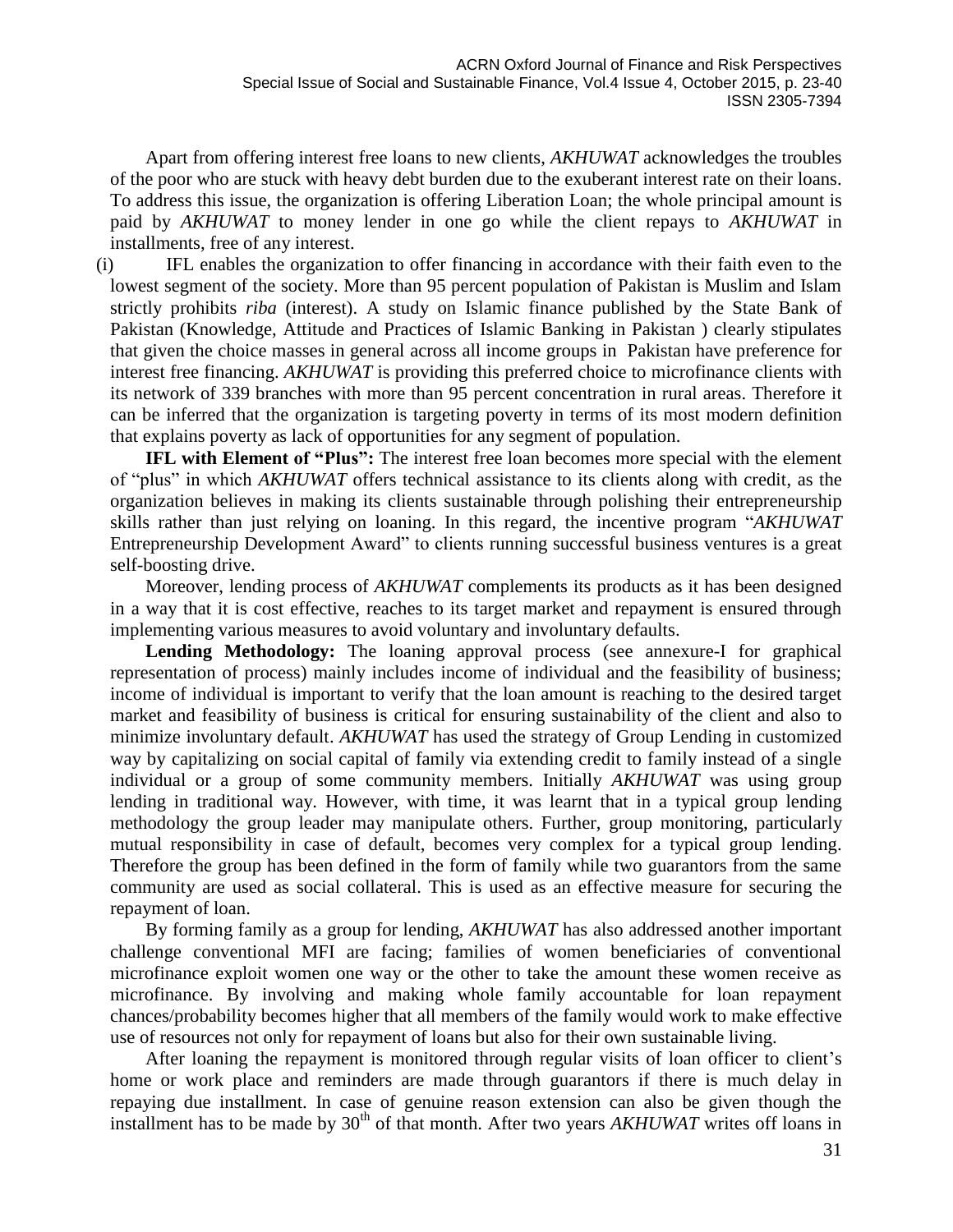Apart from offering interest free loans to new clients, *AKHUWAT* acknowledges the troubles of the poor who are stuck with heavy debt burden due to the exuberant interest rate on their loans. To address this issue, the organization is offering Liberation Loan; the whole principal amount is paid by *AKHUWAT* to money lender in one go while the client repays to *AKHUWAT* in installments, free of any interest.

(i) IFL enables the organization to offer financing in accordance with their faith even to the lowest segment of the society. More than 95 percent population of Pakistan is Muslim and Islam strictly prohibits *riba* (interest). A study on Islamic finance published by the State Bank of Pakistan (Knowledge, Attitude and Practices of Islamic Banking in Pakistan ) clearly stipulates that given the choice masses in general across all income groups in Pakistan have preference for interest free financing. *AKHUWAT* is providing this preferred choice to microfinance clients with its network of 339 branches with more than 95 percent concentration in rural areas. Therefore it can be inferred that the organization is targeting poverty in terms of its most modern definition that explains poverty as lack of opportunities for any segment of population.

**IFL with Element of "Plus":** The interest free loan becomes more special with the element of "plus" in which *AKHUWAT* offers technical assistance to its clients along with credit, as the organization believes in making its clients sustainable through polishing their entrepreneurship skills rather than just relying on loaning. In this regard, the incentive program "*AKHUWAT* Entrepreneurship Development Award" to clients running successful business ventures is a great self-boosting drive.

Moreover, lending process of *AKHUWAT* complements its products as it has been designed in a way that it is cost effective, reaches to its target market and repayment is ensured through implementing various measures to avoid voluntary and involuntary defaults.

**Lending Methodology:** The loaning approval process (see annexure-I for graphical representation of process) mainly includes income of individual and the feasibility of business; income of individual is important to verify that the loan amount is reaching to the desired target market and feasibility of business is critical for ensuring sustainability of the client and also to minimize involuntary default. *AKHUWAT* has used the strategy of Group Lending in customized way by capitalizing on social capital of family via extending credit to family instead of a single individual or a group of some community members. Initially *AKHUWAT* was using group lending in traditional way. However, with time, it was learnt that in a typical group lending methodology the group leader may manipulate others. Further, group monitoring, particularly mutual responsibility in case of default, becomes very complex for a typical group lending. Therefore the group has been defined in the form of family while two guarantors from the same community are used as social collateral. This is used as an effective measure for securing the repayment of loan.

By forming family as a group for lending, *AKHUWAT* has also addressed another important challenge conventional MFI are facing; families of women beneficiaries of conventional microfinance exploit women one way or the other to take the amount these women receive as microfinance. By involving and making whole family accountable for loan repayment chances/probability becomes higher that all members of the family would work to make effective use of resources not only for repayment of loans but also for their own sustainable living.

After loaning the repayment is monitored through regular visits of loan officer to client's home or work place and reminders are made through guarantors if there is much delay in repaying due installment. In case of genuine reason extension can also be given though the installment has to be made by 30th of that month. After two years *AKHUWAT* writes off loans in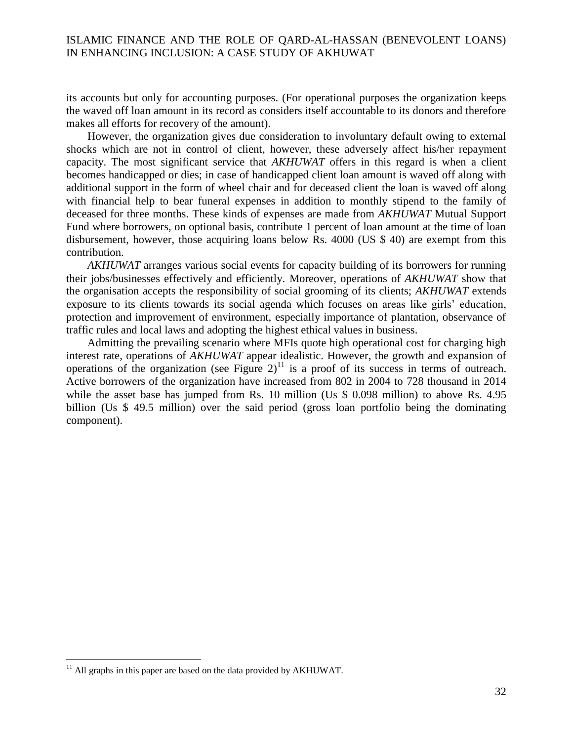its accounts but only for accounting purposes. (For operational purposes the organization keeps the waved off loan amount in its record as considers itself accountable to its donors and therefore makes all efforts for recovery of the amount).

However, the organization gives due consideration to involuntary default owing to external shocks which are not in control of client, however, these adversely affect his/her repayment capacity. The most significant service that *AKHUWAT* offers in this regard is when a client becomes handicapped or dies; in case of handicapped client loan amount is waved off along with additional support in the form of wheel chair and for deceased client the loan is waved off along with financial help to bear funeral expenses in addition to monthly stipend to the family of deceased for three months. These kinds of expenses are made from *AKHUWAT* Mutual Support Fund where borrowers, on optional basis, contribute 1 percent of loan amount at the time of loan disbursement, however, those acquiring loans below Rs. 4000 (US $ 40) are exempt from this contribution.

*AKHUWAT* arranges various social events for capacity building of its borrowers for running their jobs/businesses effectively and efficiently. Moreover, operations of *AKHUWAT* show that the organisation accepts the responsibility of social grooming of its clients; *AKHUWAT* extends exposure to its clients towards its social agenda which focuses on areas like girls' education, protection and improvement of environment, especially importance of plantation, observance of traffic rules and local laws and adopting the highest ethical values in business.

Admitting the prevailing scenario where MFIs quote high operational cost for charging high interest rate, operations of *AKHUWAT* appear idealistic. However, the growth and expansion of operations of the organization (see Figure 2)[11] is a proof of its success in terms of outreach. Active borrowers of the organization have increased from 802 in 2004 to 728 thousand in 2014 while the asset base has jumped from Rs. 10 million (Us $ 0.098 million) to above Rs. 4.95 billion (Us $ 49.5 million) over the said period (gross loan portfolio being the dominating component).

[11] All graphs in this paper are based on the data provided by AKHUWAT.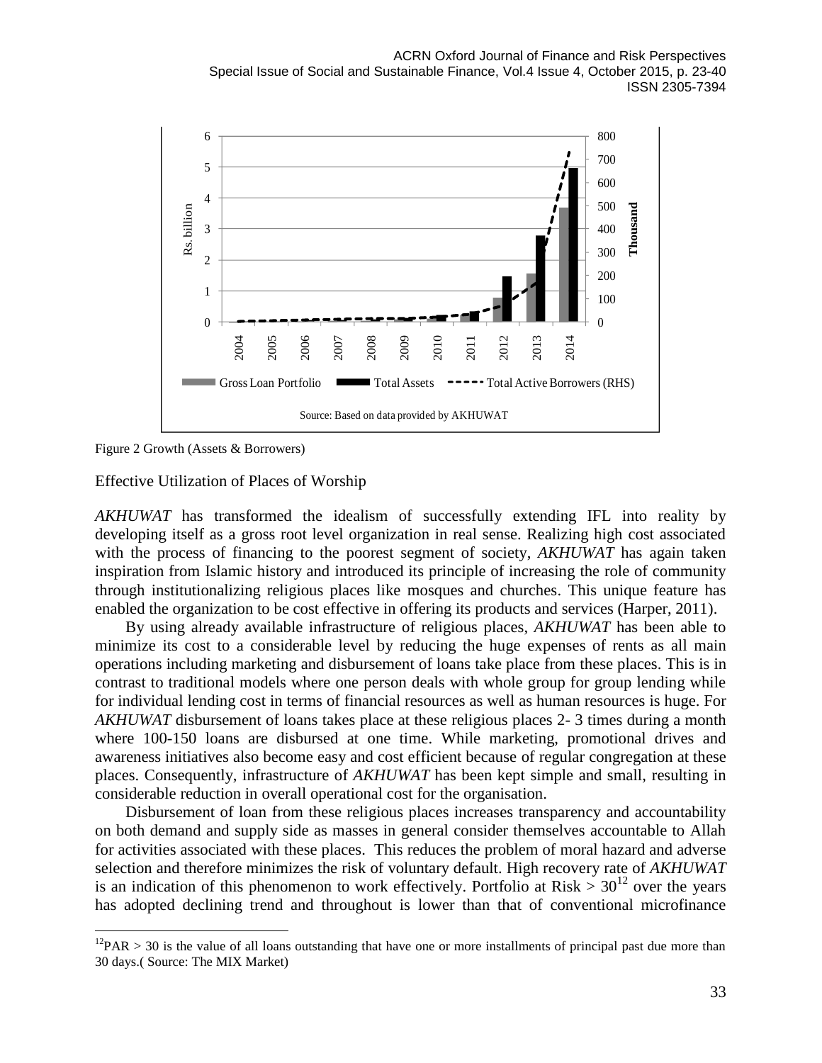Figure 2 Growth (Assets & Borrowers)

## Effective Utilization of Places of Worship

*AKHUWAT* has transformed the idealism of successfully extending IFL into reality by developing itself as a gross root level organization in real sense. Realizing high cost associated with the process of financing to the poorest segment of society, *AKHUWAT* has again taken inspiration from Islamic history and introduced its principle of increasing the role of community through institutionalizing religious places like mosques and churches. This unique feature has enabled the organization to be cost effective in offering its products and services (Harper, 2011).

By using already available infrastructure of religious places, *AKHUWAT* has been able to minimize its cost to a considerable level by reducing the huge expenses of rents as all main operations including marketing and disbursement of loans take place from these places. This is in contrast to traditional models where one person deals with whole group for group lending while for individual lending cost in terms of financial resources as well as human resources is huge. For *AKHUWAT* disbursement of loans takes place at these religious places 2- 3 times during a month where 100-150 loans are disbursed at one time. While marketing, promotional drives and awareness initiatives also become easy and cost efficient because of regular congregation at these places. Consequently, infrastructure of *AKHUWAT* has been kept simple and small, resulting in considerable reduction in overall operational cost for the organisation.

Disbursement of loan from these religious places increases transparency and accountability on both demand and supply side as masses in general consider themselves accountable to Allah for activities associated with these places. This reduces the problem of moral hazard and adverse selection and therefore minimizes the risk of voluntary default. High recovery rate of *AKHUWAT* is an indication of this phenomenon to work effectively. Portfolio at Risk > 30[12] over the years has adopted declining trend and throughout is lower than that of conventional microfinance

[12] PAR > 30 is the value of all loans outstanding that have one or more installments of principal past due more than 30 days.( Source: The MIX Market)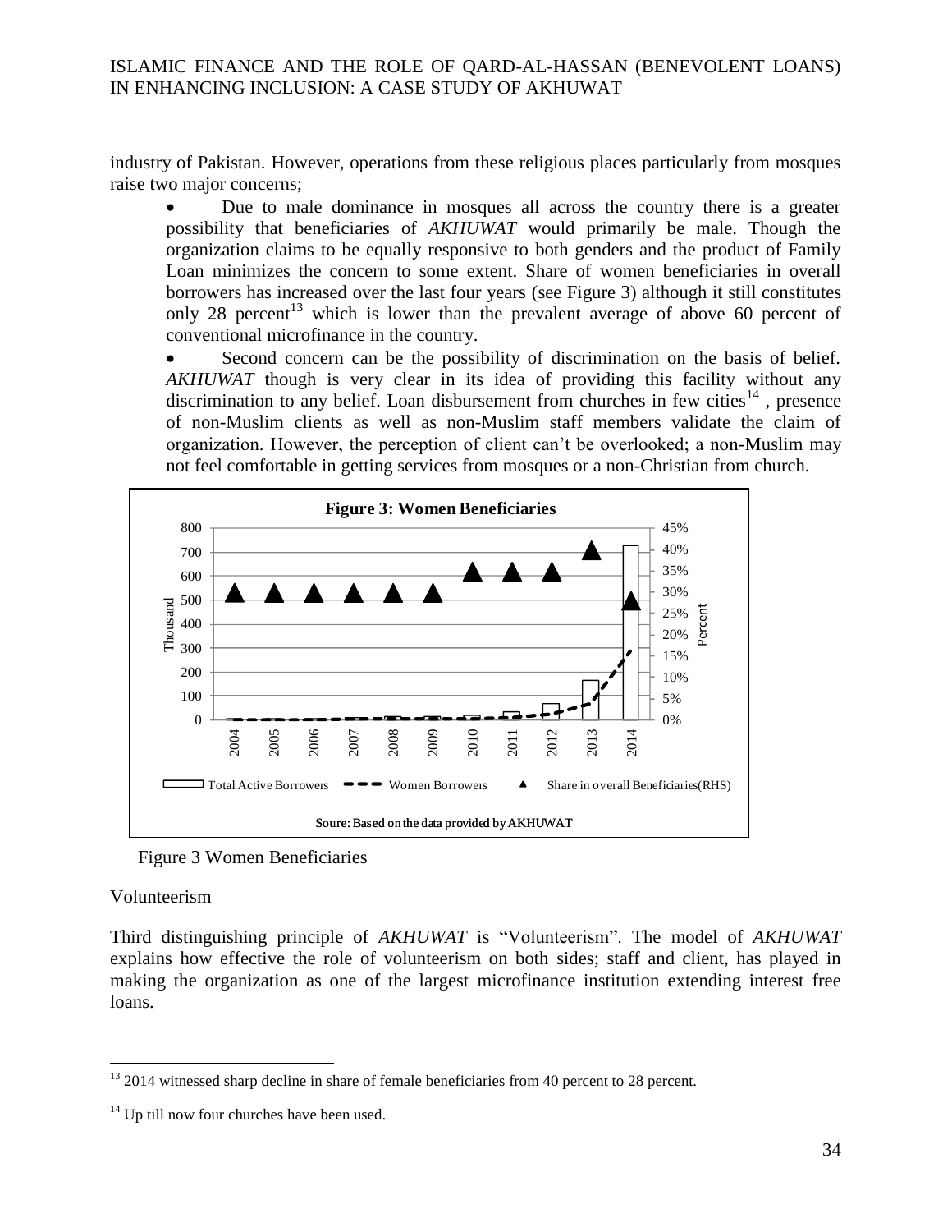industry of Pakistan. However, operations from these religious places particularly from mosques raise two major concerns;

- Due to male dominance in mosques all across the country there is a greater possibility that beneficiaries of *AKHUWAT* would primarily be male. Though the organization claims to be equally responsive to both genders and the product of Family Loan minimizes the concern to some extent. Share of women beneficiaries in overall borrowers has increased over the last four years (see Figure 3) although it still constitutes only 28 percent[13] which is lower than the prevalent average of above 60 percent of conventional microfinance in the country.
- Second concern can be the possibility of discrimination on the basis of belief. *AKHUWAT* though is very clear in its idea of providing this facility without any discrimination to any belief. Loan disbursement from churches in few cities[14] , presence of non-Muslim clients as well as non-Muslim staff members validate the claim of organization. However, the perception of client can't be overlooked; a non-Muslim may not feel comfortable in getting services from mosques or a non-Christian from church.

**Figure 3: Women Beneficiaries**

Soure: Based on the data provided by AKHUWAT

Figure 3 Women Beneficiaries

Volunteerism

Third distinguishing principle of *AKHUWAT* is "Volunteerism". The model of *AKHUWAT* explains how effective the role of volunteerism on both sides; staff and client, has played in making the organization as one of the largest microfinance institution extending interest free loans.

---

[13] 2014 witnessed sharp decline in share of female beneficiaries from 40 percent to 28 percent.

[14] Up till now four churches have been used.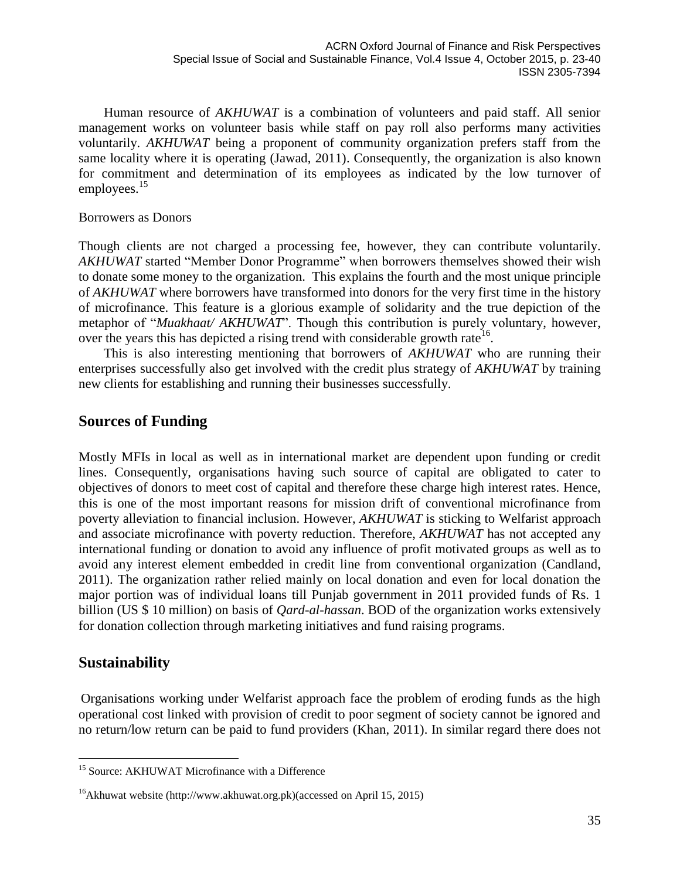Human resource of *AKHUWAT* is a combination of volunteers and paid staff. All senior management works on volunteer basis while staff on pay roll also performs many activities voluntarily. *AKHUWAT* being a proponent of community organization prefers staff from the same locality where it is operating (Jawad, 2011). Consequently, the organization is also known for commitment and determination of its employees as indicated by the low turnover of employees.[15]

Borrowers as Donors

Though clients are not charged a processing fee, however, they can contribute voluntarily. *AKHUWAT* started "Member Donor Programme" when borrowers themselves showed their wish to donate some money to the organization. This explains the fourth and the most unique principle of *AKHUWAT* where borrowers have transformed into donors for the very first time in the history of microfinance. This feature is a glorious example of solidarity and the true depiction of the metaphor of "*Muakhaat/ AKHUWAT*". Though this contribution is purely voluntary, however, over the years this has depicted a rising trend with considerable growth rate[16].

This is also interesting mentioning that borrowers of *AKHUWAT* who are running their enterprises successfully also get involved with the credit plus strategy of *AKHUWAT* by training new clients for establishing and running their businesses successfully.

## Sources of Funding

Mostly MFIs in local as well as in international market are dependent upon funding or credit lines. Consequently, organisations having such source of capital are obligated to cater to objectives of donors to meet cost of capital and therefore these charge high interest rates. Hence, this is one of the most important reasons for mission drift of conventional microfinance from poverty alleviation to financial inclusion. However, *AKHUWAT* is sticking to Welfarist approach and associate microfinance with poverty reduction. Therefore, *AKHUWAT* has not accepted any international funding or donation to avoid any influence of profit motivated groups as well as to avoid any interest element embedded in credit line from conventional organization (Candland, 2011). The organization rather relied mainly on local donation and even for local donation the major portion was of individual loans till Punjab government in 2011 provided funds of Rs. 1 billion (US $ 10 million) on basis of *Qard-al-hassan*. BOD of the organization works extensively for donation collection through marketing initiatives and fund raising programs.

## Sustainability

Organisations working under Welfarist approach face the problem of eroding funds as the high operational cost linked with provision of credit to poor segment of society cannot be ignored and no return/low return can be paid to fund providers (Khan, 2011). In similar regard there does not

---

[15] Source: AKHUWAT Microfinance with a Difference

[16] Akhuwat website (http://www.akhuwat.org.pk)(accessed on April 15, 2015)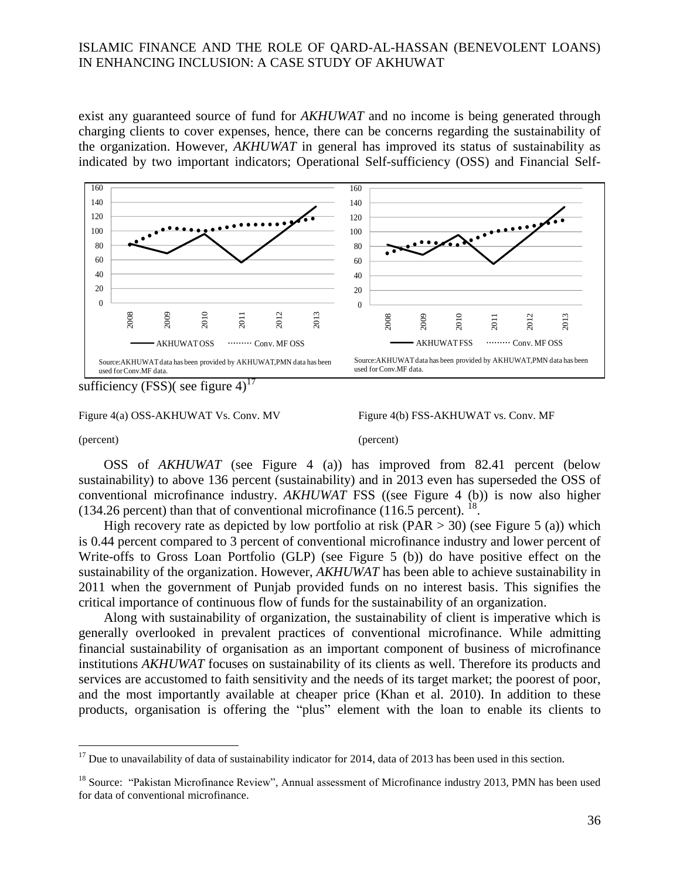exist any guaranteed source of fund for *AKHUWAT* and no income is being generated through charging clients to cover expenses, hence, there can be concerns regarding the sustainability of the organization. However, *AKHUWAT* in general has improved its status of sustainability as indicated by two important indicators; Operational Self-sufficiency (OSS) and Financial Self-sufficiency (FSS)( see figure 4)[17]

Source:AKHUWAT data has been provided by AKHUWAT,PMN data has been used for Conv.MF data.

Figure 4(a) OSS-AKHUWAT Vs. Conv. MV (percent)

Figure 4(b) FSS-AKHUWAT vs. Conv. MF (percent)

OSS of *AKHUWAT* (see Figure 4 (a)) has improved from 82.41 percent (below sustainability) to above 136 percent (sustainability) and in 2013 even has superseded the OSS of conventional microfinance industry. *AKHUWAT* FSS ((see Figure 4 (b)) is now also higher (134.26 percent) than that of conventional microfinance (116.5 percent). [18].

High recovery rate as depicted by low portfolio at risk (PAR > 30) (see Figure 5 (a)) which is 0.44 percent compared to 3 percent of conventional microfinance industry and lower percent of Write-offs to Gross Loan Portfolio (GLP) (see Figure 5 (b)) do have positive effect on the sustainability of the organization. However, *AKHUWAT* has been able to achieve sustainability in 2011 when the government of Punjab provided funds on no interest basis. This signifies the critical importance of continuous flow of funds for the sustainability of an organization.

Along with sustainability of organization, the sustainability of client is imperative which is generally overlooked in prevalent practices of conventional microfinance. While admitting financial sustainability of organisation as an important component of business of microfinance institutions *AKHUWAT* focuses on sustainability of its clients as well. Therefore its products and services are accustomed to faith sensitivity and the needs of its target market; the poorest of poor, and the most importantly available at cheaper price (Khan et al. 2010). In addition to these products, organisation is offering the "plus" element with the loan to enable its clients to

---

[17] Due to unavailability of data of sustainability indicator for 2014, data of 2013 has been used in this section.

[18] Source: "Pakistan Microfinance Review", Annual assessment of Microfinance industry 2013, PMN has been used for data of conventional microfinance.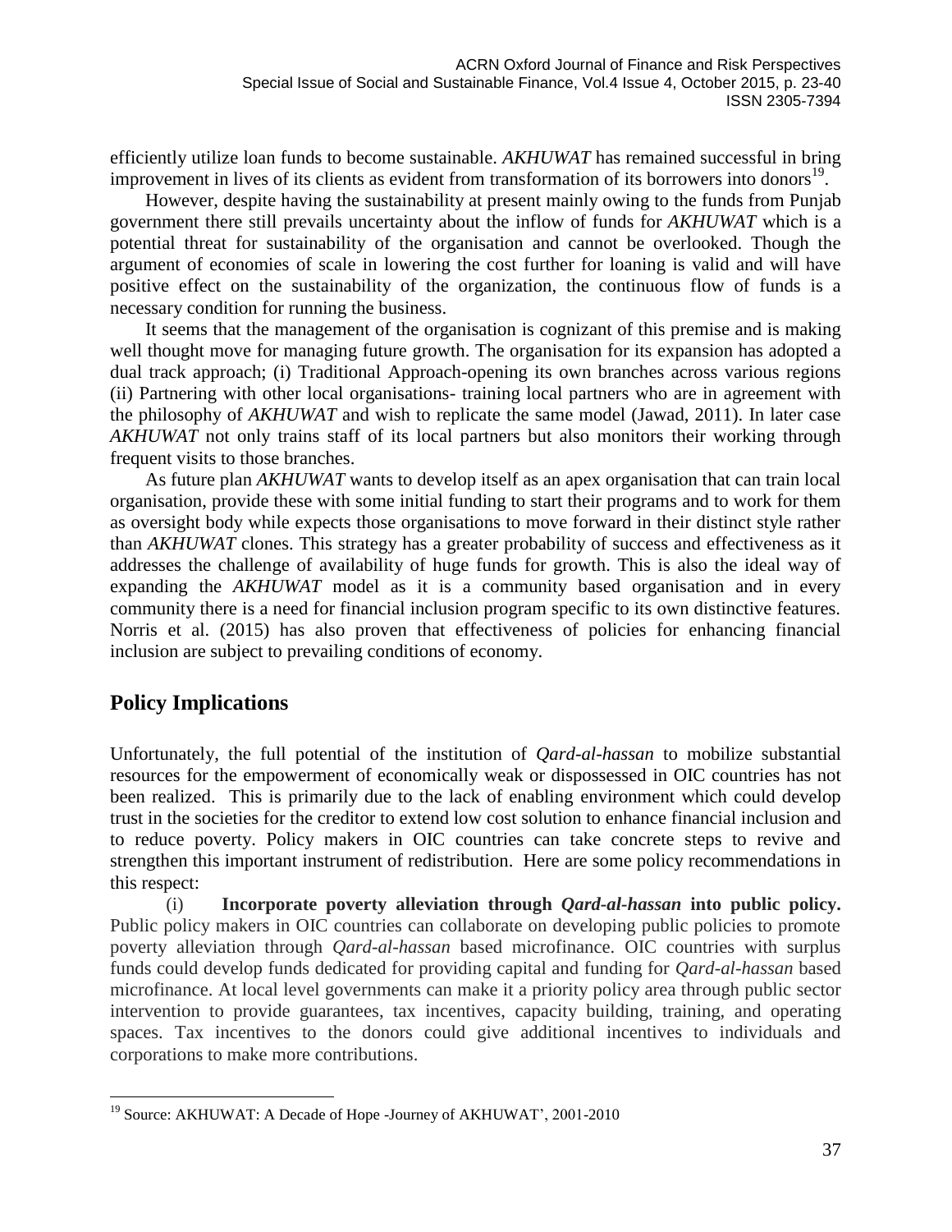efficiently utilize loan funds to become sustainable. *AKHUWAT* has remained successful in bring improvement in lives of its clients as evident from transformation of its borrowers into donors[19].

However, despite having the sustainability at present mainly owing to the funds from Punjab government there still prevails uncertainty about the inflow of funds for *AKHUWAT* which is a potential threat for sustainability of the organisation and cannot be overlooked. Though the argument of economies of scale in lowering the cost further for loaning is valid and will have positive effect on the sustainability of the organization, the continuous flow of funds is a necessary condition for running the business.

It seems that the management of the organisation is cognizant of this premise and is making well thought move for managing future growth. The organisation for its expansion has adopted a dual track approach; (i) Traditional Approach-opening its own branches across various regions (ii) Partnering with other local organisations- training local partners who are in agreement with the philosophy of *AKHUWAT* and wish to replicate the same model (Jawad, 2011). In later case *AKHUWAT* not only trains staff of its local partners but also monitors their working through frequent visits to those branches.

As future plan *AKHUWAT* wants to develop itself as an apex organisation that can train local organisation, provide these with some initial funding to start their programs and to work for them as oversight body while expects those organisations to move forward in their distinct style rather than *AKHUWAT* clones. This strategy has a greater probability of success and effectiveness as it addresses the challenge of availability of huge funds for growth. This is also the ideal way of expanding the *AKHUWAT* model as it is a community based organisation and in every community there is a need for financial inclusion program specific to its own distinctive features. Norris et al. (2015) has also proven that effectiveness of policies for enhancing financial inclusion are subject to prevailing conditions of economy.

## Policy Implications

Unfortunately, the full potential of the institution of *Qard-al-hassan* to mobilize substantial resources for the empowerment of economically weak or dispossessed in OIC countries has not been realized. This is primarily due to the lack of enabling environment which could develop trust in the societies for the creditor to extend low cost solution to enhance financial inclusion and to reduce poverty. Policy makers in OIC countries can take concrete steps to revive and strengthen this important instrument of redistribution. Here are some policy recommendations in this respect:

(i) **Incorporate poverty alleviation through *Qard-al-hassan* into public policy.** Public policy makers in OIC countries can collaborate on developing public policies to promote poverty alleviation through *Qard-al-hassan* based microfinance. OIC countries with surplus funds could develop funds dedicated for providing capital and funding for *Qard-al-hassan* based microfinance. At local level governments can make it a priority policy area through public sector intervention to provide guarantees, tax incentives, capacity building, training, and operating spaces. Tax incentives to the donors could give additional incentives to individuals and corporations to make more contributions.

---

[19] Source: AKHUWAT: A Decade of Hope -Journey of AKHUWAT', 2001-2010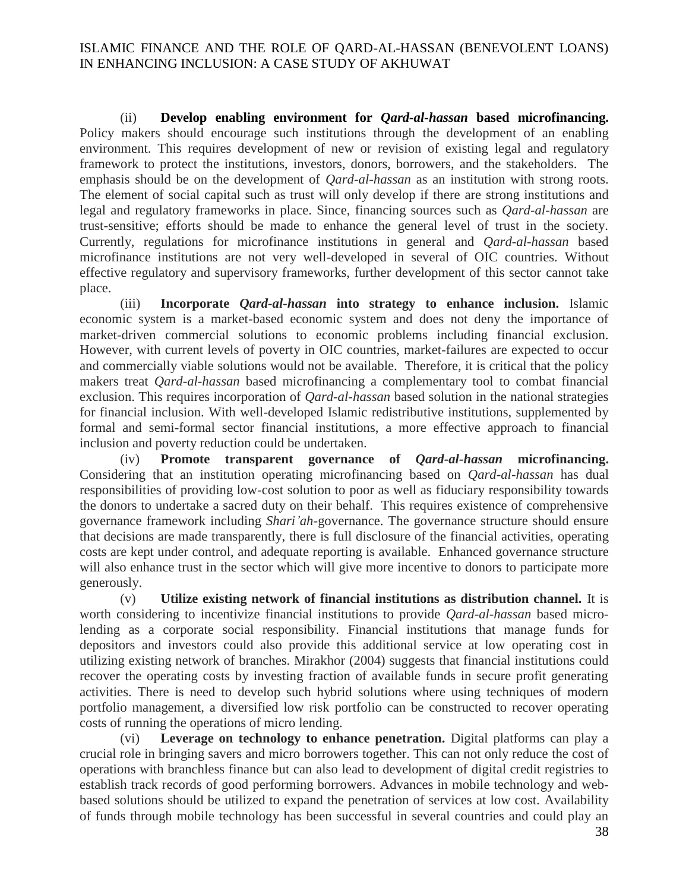(ii) **Develop enabling environment for *Qard-al-hassan* based microfinancing.** Policy makers should encourage such institutions through the development of an enabling environment. This requires development of new or revision of existing legal and regulatory framework to protect the institutions, investors, donors, borrowers, and the stakeholders. The emphasis should be on the development of *Qard-al-hassan* as an institution with strong roots. The element of social capital such as trust will only develop if there are strong institutions and legal and regulatory frameworks in place. Since, financing sources such as *Qard-al-hassan* are trust-sensitive; efforts should be made to enhance the general level of trust in the society. Currently, regulations for microfinance institutions in general and *Qard-al-hassan* based microfinance institutions are not very well-developed in several of OIC countries. Without effective regulatory and supervisory frameworks, further development of this sector cannot take place.

(iii) **Incorporate *Qard-al-hassan* into strategy to enhance inclusion.** Islamic economic system is a market-based economic system and does not deny the importance of market-driven commercial solutions to economic problems including financial exclusion. However, with current levels of poverty in OIC countries, market-failures are expected to occur and commercially viable solutions would not be available. Therefore, it is critical that the policy makers treat *Qard-al-hassan* based microfinancing a complementary tool to combat financial exclusion. This requires incorporation of *Qard-al-hassan* based solution in the national strategies for financial inclusion. With well-developed Islamic redistributive institutions, supplemented by formal and semi-formal sector financial institutions, a more effective approach to financial inclusion and poverty reduction could be undertaken.

(iv) **Promote transparent governance of *Qard-al-hassan* microfinancing.** Considering that an institution operating microfinancing based on *Qard-al-hassan* has dual responsibilities of providing low-cost solution to poor as well as fiduciary responsibility towards the donors to undertake a sacred duty on their behalf. This requires existence of comprehensive governance framework including *Shari'ah*-governance. The governance structure should ensure that decisions are made transparently, there is full disclosure of the financial activities, operating costs are kept under control, and adequate reporting is available. Enhanced governance structure will also enhance trust in the sector which will give more incentive to donors to participate more generously.

(v) **Utilize existing network of financial institutions as distribution channel.** It is worth considering to incentivize financial institutions to provide *Qard-al-hassan* based micro-lending as a corporate social responsibility. Financial institutions that manage funds for depositors and investors could also provide this additional service at low operating cost in utilizing existing network of branches. Mirakhor (2004) suggests that financial institutions could recover the operating costs by investing fraction of available funds in secure profit generating activities. There is need to develop such hybrid solutions where using techniques of modern portfolio management, a diversified low risk portfolio can be constructed to recover operating costs of running the operations of micro lending.

(vi) **Leverage on technology to enhance penetration.** Digital platforms can play a crucial role in bringing savers and micro borrowers together. This can not only reduce the cost of operations with branchless finance but can also lead to development of digital credit registries to establish track records of good performing borrowers. Advances in mobile technology and web-based solutions should be utilized to expand the penetration of services at low cost. Availability of funds through mobile technology has been successful in several countries and could play an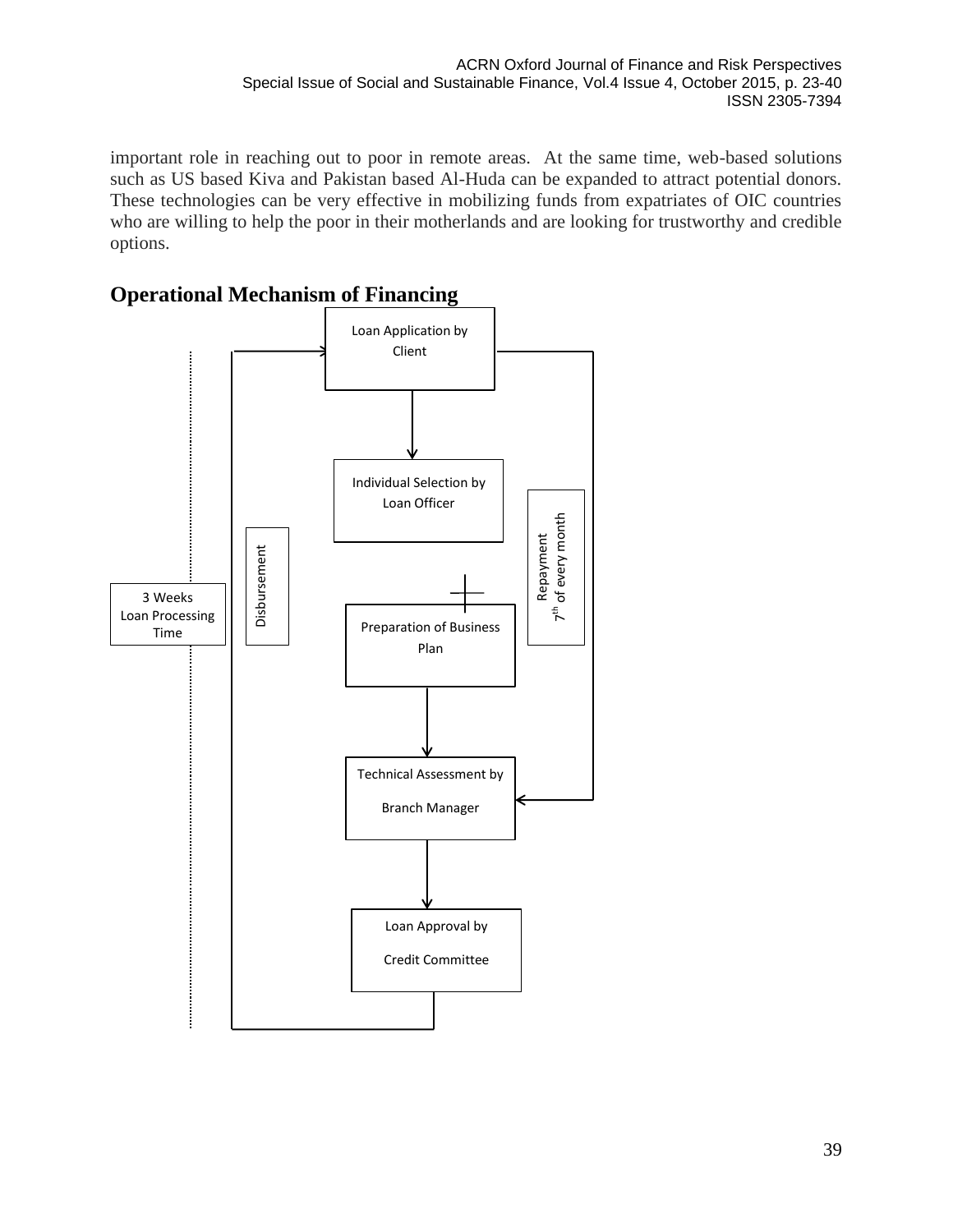important role in reaching out to poor in remote areas. At the same time, web-based solutions such as US based Kiva and Pakistan based Al-Huda can be expanded to attract potential donors. These technologies can be very effective in mobilizing funds from expatriates of OIC countries who are willing to help the poor in their motherlands and are looking for trustworthy and credible options.

## Operational Mechanism of Financing

Loan Application by Client

Individual Selection by Loan Officer

Preparation of Business Plan

Technical Assessment by Branch Manager

Loan Approval by Credit Committee

Disbursement

Repayment 7th of every month

3 Weeks Loan Processing Time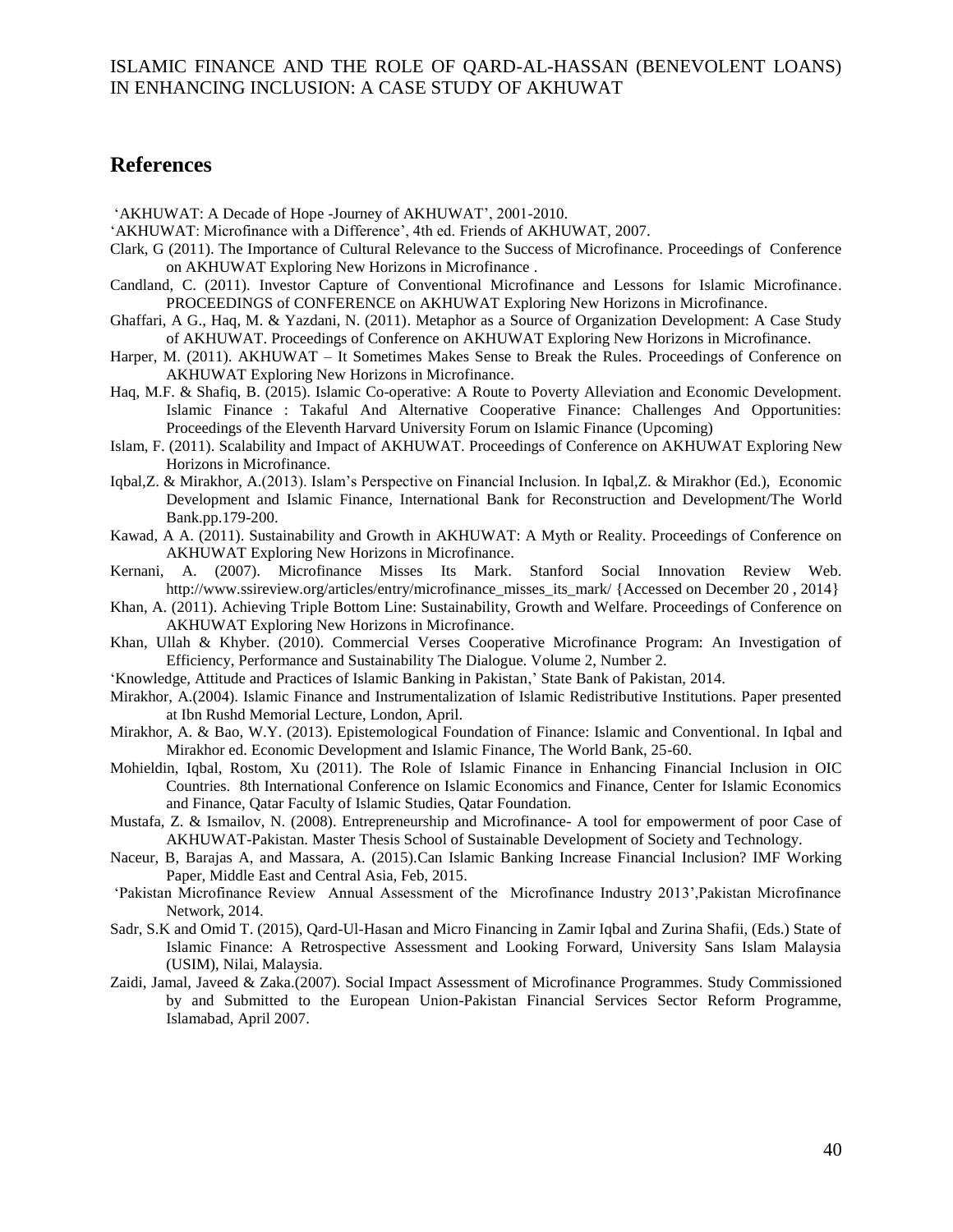## References

'AKHUWAT: A Decade of Hope -Journey of AKHUWAT', 2001-2010.

'AKHUWAT: Microfinance with a Difference', 4th ed. Friends of AKHUWAT, 2007.

Clark, G (2011). The Importance of Cultural Relevance to the Success of Microfinance. Proceedings of Conference on AKHUWAT Exploring New Horizons in Microfinance .

Candland, C. (2011). Investor Capture of Conventional Microfinance and Lessons for Islamic Microfinance. PROCEEDINGS of CONFERENCE on AKHUWAT Exploring New Horizons in Microfinance.

Ghaffari, A G., Haq, M. & Yazdani, N. (2011). Metaphor as a Source of Organization Development: A Case Study of AKHUWAT. Proceedings of Conference on AKHUWAT Exploring New Horizons in Microfinance.

Harper, M. (2011). AKHUWAT – It Sometimes Makes Sense to Break the Rules. Proceedings of Conference on AKHUWAT Exploring New Horizons in Microfinance.

Haq, M.F. & Shafiq, B. (2015). Islamic Co-operative: A Route to Poverty Alleviation and Economic Development. Islamic Finance : Takaful And Alternative Cooperative Finance: Challenges And Opportunities: Proceedings of the Eleventh Harvard University Forum on Islamic Finance (Upcoming)

Islam, F. (2011). Scalability and Impact of AKHUWAT. Proceedings of Conference on AKHUWAT Exploring New Horizons in Microfinance.

Iqbal,Z. & Mirakhor, A.(2013). Islam's Perspective on Financial Inclusion. In Iqbal,Z. & Mirakhor (Ed.), Economic Development and Islamic Finance, International Bank for Reconstruction and Development/The World Bank.pp.179-200.

Kawad, A A. (2011). Sustainability and Growth in AKHUWAT: A Myth or Reality. Proceedings of Conference on AKHUWAT Exploring New Horizons in Microfinance.

Kernani, A. (2007). Microfinance Misses Its Mark. Stanford Social Innovation Review Web. http://www.ssireview.org/articles/entry/microfinance_misses_its_mark/ {Accessed on December 20 , 2014}

Khan, A. (2011). Achieving Triple Bottom Line: Sustainability, Growth and Welfare. Proceedings of Conference on AKHUWAT Exploring New Horizons in Microfinance.

Khan, Ullah & Khyber. (2010). Commercial Verses Cooperative Microfinance Program: An Investigation of Efficiency, Performance and Sustainability The Dialogue. Volume 2, Number 2.

'Knowledge, Attitude and Practices of Islamic Banking in Pakistan,' State Bank of Pakistan, 2014.

Mirakhor, A.(2004). Islamic Finance and Instrumentalization of Islamic Redistributive Institutions. Paper presented at Ibn Rushd Memorial Lecture, London, April.

Mirakhor, A. & Bao, W.Y. (2013). Epistemological Foundation of Finance: Islamic and Conventional. In Iqbal and Mirakhor ed. Economic Development and Islamic Finance, The World Bank, 25-60.

Mohieldin, Iqbal, Rostom, Xu (2011). The Role of Islamic Finance in Enhancing Financial Inclusion in OIC Countries. 8th International Conference on Islamic Economics and Finance, Center for Islamic Economics and Finance, Qatar Faculty of Islamic Studies, Qatar Foundation.

Mustafa, Z. & Ismailov, N. (2008). Entrepreneurship and Microfinance- A tool for empowerment of poor Case of AKHUWAT-Pakistan. Master Thesis School of Sustainable Development of Society and Technology.

Naceur, B, Barajas A, and Massara, A. (2015).Can Islamic Banking Increase Financial Inclusion? IMF Working Paper, Middle East and Central Asia, Feb, 2015.

'Pakistan Microfinance Review Annual Assessment of the Microfinance Industry 2013',Pakistan Microfinance Network, 2014.

Sadr, S.K and Omid T. (2015), Qard-Ul-Hasan and Micro Financing in Zamir Iqbal and Zurina Shafii, (Eds.) State of Islamic Finance: A Retrospective Assessment and Looking Forward, University Sans Islam Malaysia (USIM), Nilai, Malaysia.

Zaidi, Jamal, Javeed & Zaka.(2007). Social Impact Assessment of Microfinance Programmes. Study Commissioned by and Submitted to the European Union-Pakistan Financial Services Sector Reform Programme, Islamabad, April 2007.